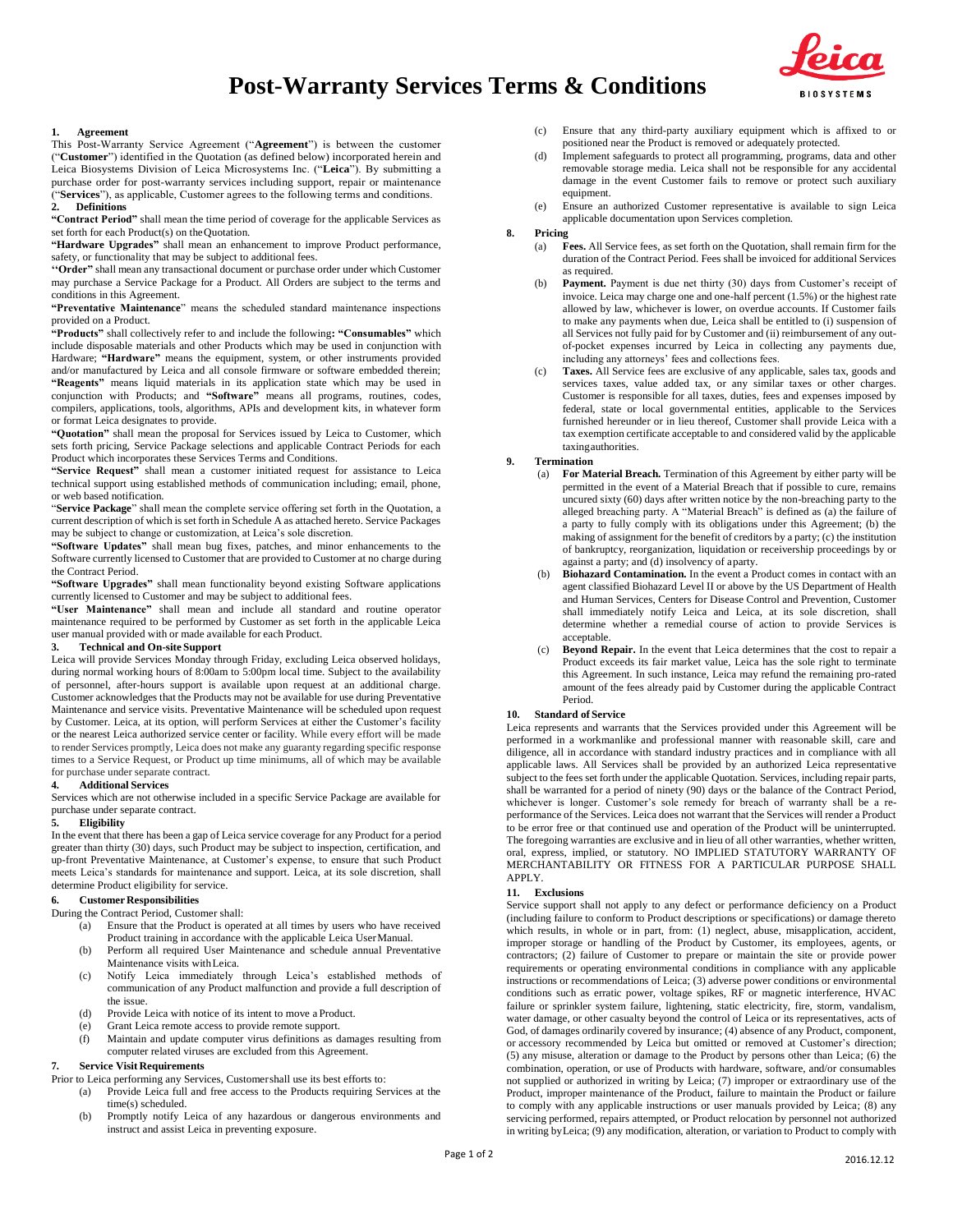# Post-Warranty Services Terms & Conditions

**1. Agreement**

This Post-Warranty Service Agreement ("**Agreement**") is between the customer ("**Customer**") identified in the Quotation (as defined below) incorporated herein and Leica Biosystems Division of Leica Microsystems Inc. ("**Leica**"). By submitting a purchase order for post-warranty services including support, repair or maintenance ("**Services**"), as applicable, Customer agrees to the following terms and conditions.

**2. Definitions**

**"Contract Period"** shall mean the time period of coverage for the applicable Services as set forth for each Product(s) on the Quotation.

**"Hardware Upgrades"** shall mean an enhancement to improve Product performance, safety, or functionality that may be subject to additional fees.

**"Order"** shall mean any transactional document or purchase order under which Customer may purchase a Service Package for a Product. All Orders are subject to the terms and conditions in this Agreement.

**"Preventative Maintenance"** means the scheduled standard maintenance inspections provided on a Product.

**"Products"** shall collectively refer to and include the following**: "Consumables"** which include disposable materials and other Products which may be used in conjunction with Hardware; **"Hardware"** means the equipment, system, or other instruments provided and/or manufactured by Leica and all console firmware or software embedded therein; **"Reagents"** means liquid materials in its application state which may be used in conjunction with Products; and **"Software"** means all programs, routines, codes, compilers, applications, tools, algorithms, APIs and development kits, in whatever form or format Leica designates to provide.

**"Quotation"** shall mean the proposal for Services issued by Leica to Customer, which sets forth pricing, Service Package selections and applicable Contract Periods for each Product which incorporates these Services Terms and Conditions.

**"Service Request"** shall mean a customer initiated request for assistance to Leica technical support using established methods of communication including; email, phone, or web based notification.

"**Service Package**" shall mean the complete service offering set forth in the Quotation, a current description of which is set forth in Schedule A as attached hereto. Service Packages may be subject to change or customization, at Leica's sole discretion.

**"Software Updates"** shall mean bug fixes, patches, and minor enhancements to the Software currently licensed to Customer that are provided to Customer at no charge during the Contract Period.

**"Software Upgrades"** shall mean functionality beyond existing Software applications currently licensed to Customer and may be subject to additional fees.

**"User Maintenance"** shall mean and include all standard and routine operator maintenance required to be performed by Customer as set forth in the applicable Leica user manual provided with or made available for each Product.

**3. Technical and On-site Support**

Leica will provide Services Monday through Friday, excluding Leica observed holidays, during normal working hours of 8:00am to 5:00pm local time. Subject to the availability of personnel, after-hours support is available upon request at an additional charge. Customer acknowledges that the Products may not be available for use during Preventative Maintenance and service visits. Preventative Maintenance will be scheduled upon request by Customer. Leica, at its option, will perform Services at either the Customer's facility or the nearest Leica authorized service center or facility. While every effort will be made to render Services promptly, Leica does not make any guaranty regarding specific response times to a Service Request, or Product up time minimums, all of which may be available for purchase under separate contract.

**4. Additional Services**

Services which are not otherwise included in a specific Service Package are available for purchase under separate contract.

**5. Eligibility**

In the event that there has been a gap of Leica service coverage for any Product for a period greater than thirty (30) days, such Product may be subject to inspection, certification, and up-front Preventative Maintenance, at Customer's expense, to ensure that such Product meets Leica's standards for maintenance and support. Leica, at its sole discretion, shall determine Product eligibility for service.

**6. Customer Responsibilities**

During the Contract Period, Customer shall:

(a) Ensure that the Product is operated at all times by users who have received Product training in accordance with the applicable Leica User Manual.

(b) Perform all required User Maintenance and schedule annual Preventative Maintenance visits with Leica.

(c) Notify Leica immediately through Leica's established methods of communication of any Product malfunction and provide a full description of the issue.

(d) Provide Leica with notice of its intent to move a Product.

(e) Grant Leica remote access to provide remote support.

(f) Maintain and update computer virus definitions as damages resulting from computer related viruses are excluded from this Agreement.

**7. Service Visit Requirements**

Prior to Leica performing any Services, Customer shall use its best efforts to:

(a) Provide Leica full and free access to the Products requiring Services at the time(s) scheduled.

(b) Promptly notify Leica of any hazardous or dangerous environments and instruct and assist Leica in preventing exposure.

(c) Ensure that any third-party auxiliary equipment which is affixed to or positioned near the Product is removed or adequately protected.

(d) Implement safeguards to protect all programming, programs, data and other removable storage media. Leica shall not be responsible for any accidental damage in the event Customer fails to remove or protect such auxiliary equipment.

(e) Ensure an authorized Customer representative is available to sign Leica applicable documentation upon Services completion.

**8. Pricing**

(a) **Fees.** All Service fees, as set forth on the Quotation, shall remain firm for the duration of the Contract Period. Fees shall be invoiced for additional Services as required.

(b) **Payment.** Payment is due net thirty (30) days from Customer's receipt of invoice. Leica may charge one and one-half percent (1.5%) or the highest rate allowed by law, whichever is lower, on overdue accounts. If Customer fails to make any payments when due, Leica shall be entitled to (i) suspension of all Services not fully paid for by Customer and (ii) reimbursement of any out-of-pocket expenses incurred by Leica in collecting any payments due, including any attorneys' fees and collections fees.

(c) **Taxes.** All Service fees are exclusive of any applicable, sales tax, goods and services taxes, value added tax, or any similar taxes or other charges. Customer is responsible for all taxes, duties, fees and expenses imposed by federal, state or local governmental entities, applicable to the Services furnished hereunder or in lieu thereof, Customer shall provide Leica with a tax exemption certificate acceptable to and considered valid by the applicable taxing authorities.

**9. Termination**

(a) **For Material Breach.** Termination of this Agreement by either party will be permitted in the event of a Material Breach that if possible to cure, remains uncured sixty (60) days after written notice by the non-breaching party to the alleged breaching party. A "Material Breach" is defined as (a) the failure of a party to fully comply with its obligations under this Agreement; (b) the making of assignment for the benefit of creditors by a party; (c) the institution of bankruptcy, reorganization, liquidation or receivership proceedings by or against a party; and (d) insolvency of a party.

(b) **Biohazard Contamination.** In the event a Product comes in contact with an agent classified Biohazard Level II or above by the US Department of Health and Human Services, Centers for Disease Control and Prevention, Customer shall immediately notify Leica and Leica, at its sole discretion, shall determine whether a remedial course of action to provide Services is acceptable.

(c) **Beyond Repair.** In the event that Leica determines that the cost to repair a Product exceeds its fair market value, Leica has the sole right to terminate this Agreement. In such instance, Leica may refund the remaining pro-rated amount of the fees already paid by Customer during the applicable Contract Period.

**10. Standard of Service**

Leica represents and warrants that the Services provided under this Agreement will be performed in a workmanlike and professional manner with reasonable skill, care and diligence, all in accordance with standard industry practices and in compliance with all applicable laws. All Services shall be provided by an authorized Leica representative subject to the fees set forth under the applicable Quotation. Services, including repair parts, shall be warranted for a period of ninety (90) days or the balance of the Contract Period, whichever is longer. Customer's sole remedy for breach of warranty shall be a re-performance of the Services. Leica does not warrant that the Services will render a Product to be error free or that continued use and operation of the Product will be uninterrupted. The foregoing warranties are exclusive and in lieu of all other warranties, whether written, oral, express, implied, or statutory. NO IMPLIED STATUTORY WARRANTY OF MERCHANTABILITY OR FITNESS FOR A PARTICULAR PURPOSE SHALL APPLY.

**11. Exclusions**

Service support shall not apply to any defect or performance deficiency on a Product (including failure to conform to Product descriptions or specifications) or damage thereto which results, in whole or in part, from: (1) neglect, abuse, misapplication, accident, improper storage or handling of the Product by Customer, its employees, agents, or contractors; (2) failure of Customer to prepare or maintain the site or provide power requirements or operating environmental conditions in compliance with any applicable instructions or recommendations of Leica; (3) adverse power conditions or environmental conditions such as erratic power, voltage spikes, RF or magnetic interference, HVAC failure or sprinkler system failure, lightening, static electricity, fire, storm, vandalism, water damage, or other casualty beyond the control of Leica or its representatives, acts of God, of damages ordinarily covered by insurance; (4) absence of any Product, component, or accessory recommended by Leica but omitted or removed at Customer's direction; (5) any misuse, alteration or damage to the Product by persons other than Leica; (6) the combination, operation, or use of Products with hardware, software, and/or consumables not supplied or authorized in writing by Leica; (7) improper or extraordinary use of the Product, improper maintenance of the Product, failure to maintain the Product or failure to comply with any applicable instructions or user manuals provided by Leica; (8) any servicing performed, repairs attempted, or Product relocation by personnel not authorized in writing by Leica; (9) any modification, alteration, or variation to Product to comply with

2016.12.12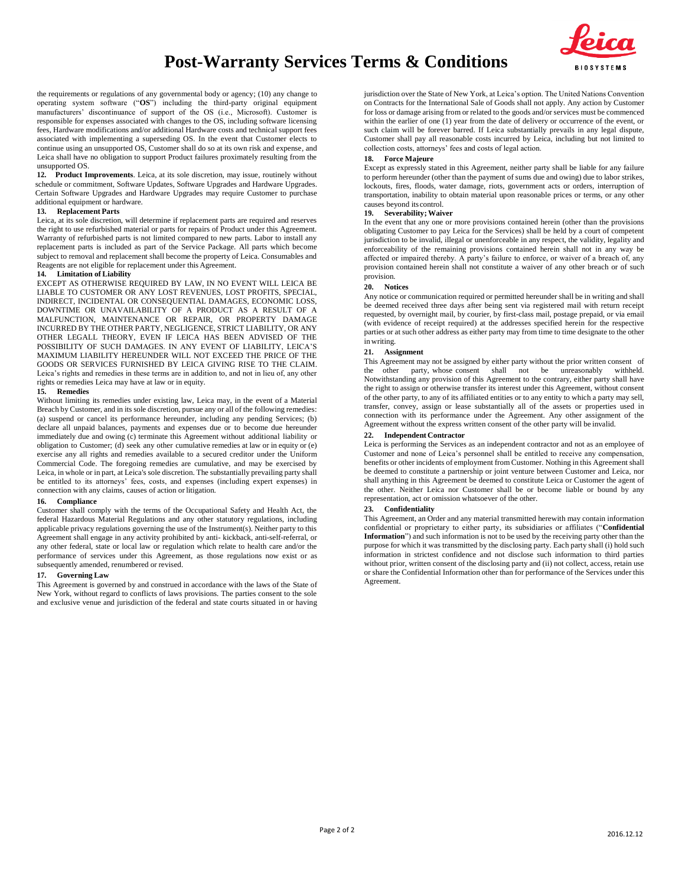the requirements or regulations of any governmental body or agency; (10) any change to operating system software ("**OS**") including the third-party original equipment manufacturers' discontinuance of support of the OS (i.e., Microsoft). Customer is responsible for expenses associated with changes to the OS, including software licensing fees, Hardware modifications and/or additional Hardware costs and technical support fees associated with implementing a superseding OS. In the event that Customer elects to continue using an unsupported OS, Customer shall do so at its own risk and expense, and Leica shall have no obligation to support Product failures proximately resulting from the unsupported OS.

**12. Product Improvements**. Leica, at its sole discretion, may issue, routinely without schedule or commitment, Software Updates, Software Upgrades and Hardware Upgrades. Certain Software Upgrades and Hardware Upgrades may require Customer to purchase additional equipment or hardware.

**13. Replacement Parts**

Leica, at its sole discretion, will determine if replacement parts are required and reserves the right to use refurbished material or parts for repairs of Product under this Agreement. Warranty of refurbished parts is not limited compared to new parts. Labor to install any replacement parts is included as part of the Service Package. All parts which become subject to removal and replacement shall become the property of Leica. Consumables and Reagents are not eligible for replacement under this Agreement.

**14. Limitation of Liability**

EXCEPT AS OTHERWISE REQUIRED BY LAW, IN NO EVENT WILL LEICA BE LIABLE TO CUSTOMER OR ANY LOST REVENUES, LOST PROFITS, SPECIAL, INDIRECT, INCIDENTAL OR CONSEQUENTIAL DAMAGES, ECONOMIC LOSS, DOWNTIME OR UNAVAILABILITY OF A PRODUCT AS A RESULT OF A MALFUNCTION, MAINTENANCE OR REPAIR, OR PROPERTY DAMAGE INCURRED BY THE OTHER PARTY, NEGLIGENCE, STRICT LIABILITY, OR ANY OTHER LEGALL THEORY, EVEN IF LEICA HAS BEEN ADVISED OF THE POSSIBILITY OF SUCH DAMAGES. IN ANY EVENT OF LIABILITY, LEICA'S MAXIMUM LIABILITY HEREUNDER WILL NOT EXCEED THE PRICE OF THE GOODS OR SERVICES FURNISHED BY LEICA GIVING RISE TO THE CLAIM. Leica's rights and remedies in these terms are in addition to, and not in lieu of, any other rights or remedies Leica may have at law or in equity.

**15. Remedies**

Without limiting its remedies under existing law, Leica may, in the event of a Material Breach by Customer, and in its sole discretion, pursue any or all of the following remedies: (a) suspend or cancel its performance hereunder, including any pending Services; (b) declare all unpaid balances, payments and expenses due or to become due hereunder immediately due and owing (c) terminate this Agreement without additional liability or obligation to Customer; (d) seek any other cumulative remedies at law or in equity or (e) exercise any all rights and remedies available to a secured creditor under the Uniform Commercial Code. The foregoing remedies are cumulative, and may be exercised by Leica, in whole or in part, at Leica's sole discretion. The substantially prevailing party shall be entitled to its attorneys' fees, costs, and expenses (including expert expenses) in connection with any claims, causes of action or litigation.

**16. Compliance**

Customer shall comply with the terms of the Occupational Safety and Health Act, the federal Hazardous Material Regulations and any other statutory regulations, including applicable privacy regulations governing the use of the Instrument(s). Neither party to this Agreement shall engage in any activity prohibited by anti- kickback, anti-self-referral, or any other federal, state or local law or regulation which relate to health care and/or the performance of services under this Agreement, as those regulations now exist or as subsequently amended, renumbered or revised.

**17. Governing Law**

This Agreement is governed by and construed in accordance with the laws of the State of New York, without regard to conflicts of laws provisions. The parties consent to the sole and exclusive venue and jurisdiction of the federal and state courts situated in or having jurisdiction over the State of New York, at Leica's option. The United Nations Convention on Contracts for the International Sale of Goods shall not apply. Any action by Customer for loss or damage arising from or related to the goods and/or services must be commenced within the earlier of one (1) year from the date of delivery or occurrence of the event, or such claim will be forever barred. If Leica substantially prevails in any legal dispute, Customer shall pay all reasonable costs incurred by Leica, including but not limited to collection costs, attorneys' fees and costs of legal action.

**18. Force Majeure**

Except as expressly stated in this Agreement, neither party shall be liable for any failure to perform hereunder (other than the payment of sums due and owing) due to labor strikes, lockouts, fires, floods, water damage, riots, government acts or orders, interruption of transportation, inability to obtain material upon reasonable prices or terms, or any other causes beyond its control.

**19. Severability; Waiver**

In the event that any one or more provisions contained herein (other than the provisions obligating Customer to pay Leica for the Services) shall be held by a court of competent jurisdiction to be invalid, illegal or unenforceable in any respect, the validity, legality and enforceability of the remaining provisions contained herein shall not in any way be affected or impaired thereby. A party's failure to enforce, or waiver of a breach of, any provision contained herein shall not constitute a waiver of any other breach or of such provision.

**20. Notices**

Any notice or communication required or permitted hereunder shall be in writing and shall be deemed received three days after being sent via registered mail with return receipt requested, by overnight mail, by courier, by first-class mail, postage prepaid, or via email (with evidence of receipt required) at the addresses specified herein for the respective parties or at such other address as either party may from time to time designate to the other in writing.

**21. Assignment**

This Agreement may not be assigned by either party without the prior written consent of the other party, whose consent shall not be unreasonably withheld. Notwithstanding any provision of this Agreement to the contrary, either party shall have the right to assign or otherwise transfer its interest under this Agreement, without consent of the other party, to any of its affiliated entities or to any entity to which a party may sell, transfer, convey, assign or lease substantially all of the assets or properties used in connection with its performance under the Agreement. Any other assignment of the Agreement without the express written consent of the other party will be invalid.

**22. Independent Contractor**

Leica is performing the Services as an independent contractor and not as an employee of Customer and none of Leica's personnel shall be entitled to receive any compensation, benefits or other incidents of employment from Customer. Nothing in this Agreement shall be deemed to constitute a partnership or joint venture between Customer and Leica, nor shall anything in this Agreement be deemed to constitute Leica or Customer the agent of the other. Neither Leica nor Customer shall be or become liable or bound by any representation, act or omission whatsoever of the other.

**23. Confidentiality**

This Agreement, an Order and any material transmitted herewith may contain information confidential or proprietary to either party, its subsidiaries or affiliates ("**Confidential Information**") and such information is not to be used by the receiving party other than the purpose for which it was transmitted by the disclosing party. Each party shall (i) hold such information in strictest confidence and not disclose such information to third parties without prior, written consent of the disclosing party and (ii) not collect, access, retain use or share the Confidential Information other than for performance of the Services under this Agreement.

2016.12.12